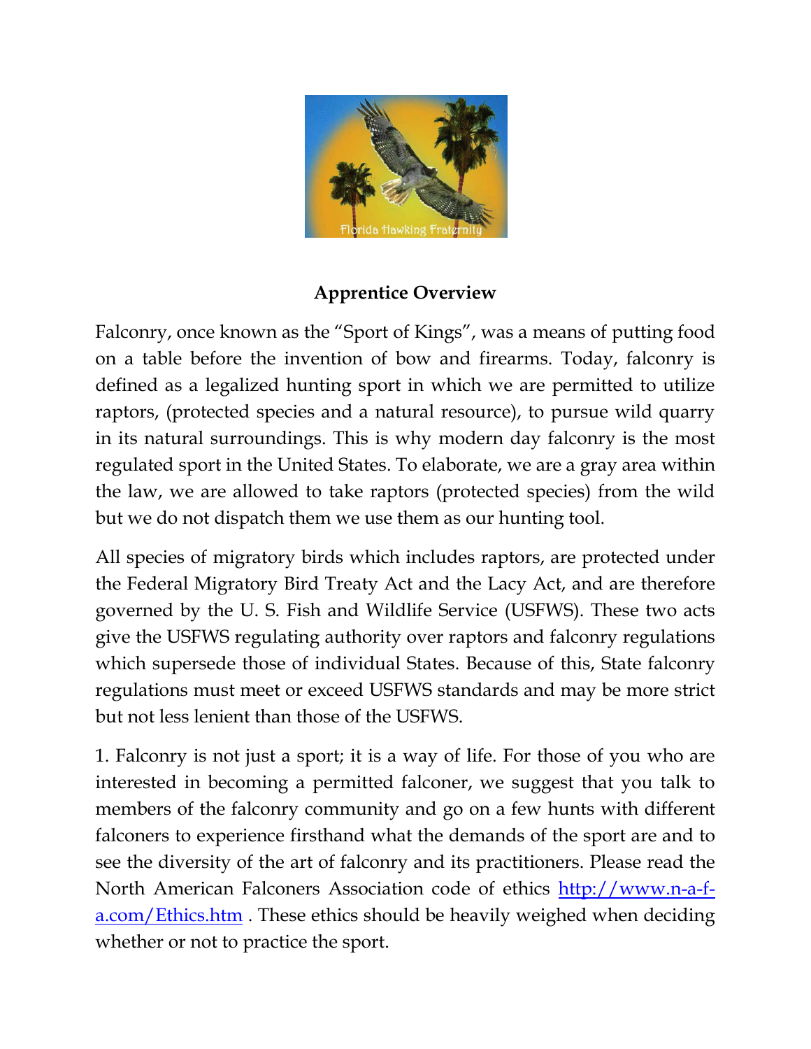## Apprentice Overview

Falconry, once known as the "Sport of Kings", was a means of putting food on a table before the invention of bow and firearms. Today, falconry is defined as a legalized hunting sport in which we are permitted to utilize raptors, (protected species and a natural resource), to pursue wild quarry in its natural surroundings. This is why modern day falconry is the most regulated sport in the United States. To elaborate, we are a gray area within the law, we are allowed to take raptors (protected species) from the wild but we do not dispatch them we use them as our hunting tool.

All species of migratory birds which includes raptors, are protected under the Federal Migratory Bird Treaty Act and the Lacy Act, and are therefore governed by the U. S. Fish and Wildlife Service (USFWS). These two acts give the USFWS regulating authority over raptors and falconry regulations which supersede those of individual States. Because of this, State falconry regulations must meet or exceed USFWS standards and may be more strict but not less lenient than those of the USFWS.

1. Falconry is not just a sport; it is a way of life. For those of you who are interested in becoming a permitted falconer, we suggest that you talk to members of the falconry community and go on a few hunts with different falconers to experience firsthand what the demands of the sport are and to see the diversity of the art of falconry and its practitioners. Please read the North American Falconers Association code of ethics [http://www.n-a-f-a.com/Ethics.htm](http://www.n-a-f-a.com/Ethics.htm) . These ethics should be heavily weighed when deciding whether or not to practice the sport.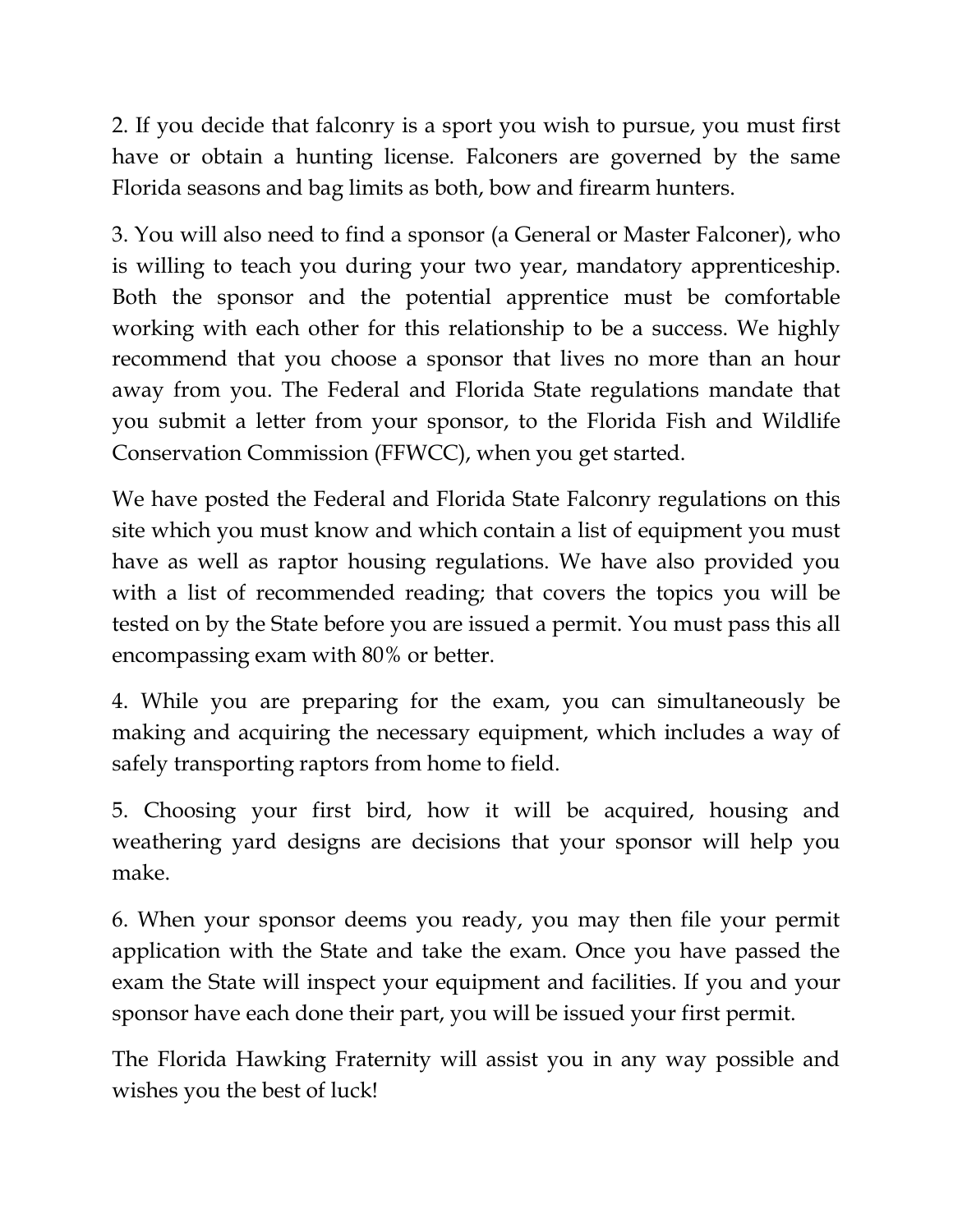2. If you decide that falconry is a sport you wish to pursue, you must first have or obtain a hunting license. Falconers are governed by the same Florida seasons and bag limits as both, bow and firearm hunters.

3. You will also need to find a sponsor (a General or Master Falconer), who is willing to teach you during your two year, mandatory apprenticeship. Both the sponsor and the potential apprentice must be comfortable working with each other for this relationship to be a success. We highly recommend that you choose a sponsor that lives no more than an hour away from you. The Federal and Florida State regulations mandate that you submit a letter from your sponsor, to the Florida Fish and Wildlife Conservation Commission (FFWCC), when you get started.

We have posted the Federal and Florida State Falconry regulations on this site which you must know and which contain a list of equipment you must have as well as raptor housing regulations. We have also provided you with a list of recommended reading; that covers the topics you will be tested on by the State before you are issued a permit. You must pass this all encompassing exam with 80% or better.

4. While you are preparing for the exam, you can simultaneously be making and acquiring the necessary equipment, which includes a way of safely transporting raptors from home to field.

5. Choosing your first bird, how it will be acquired, housing and weathering yard designs are decisions that your sponsor will help you make.

6. When your sponsor deems you ready, you may then file your permit application with the State and take the exam. Once you have passed the exam the State will inspect your equipment and facilities. If you and your sponsor have each done their part, you will be issued your first permit.

The Florida Hawking Fraternity will assist you in any way possible and wishes you the best of luck!